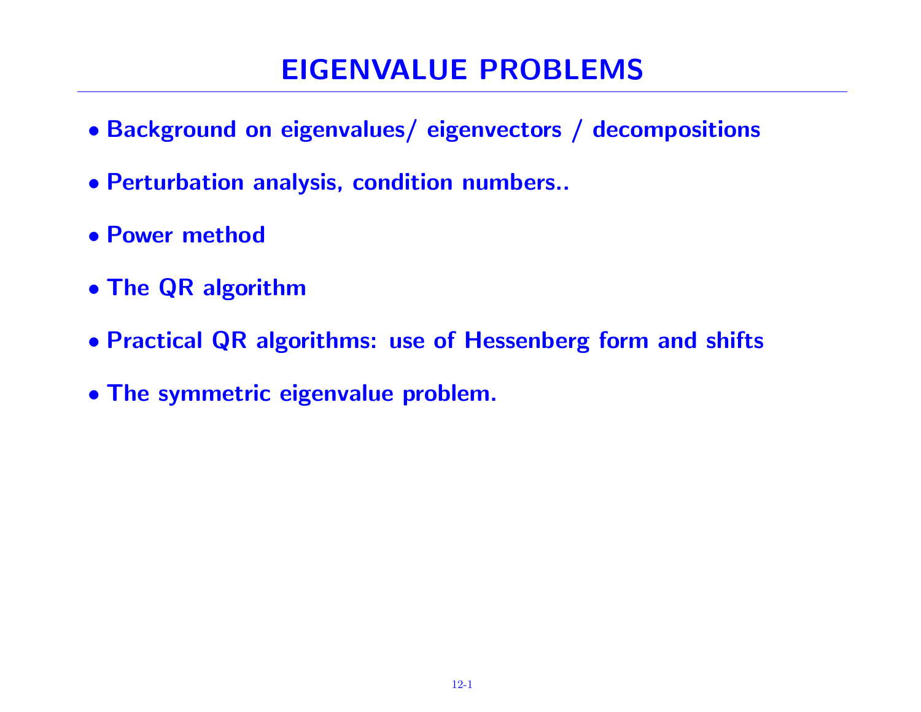# EIGENVALUE PROBLEMS

- **Background on eigenvalues/ eigenvectors / decompositions**
- **Perturbation analysis, condition numbers..**
- **Power method**
- **The QR algorithm**
- **Practical QR algorithms: use of Hessenberg form and shifts**
- **The symmetric eigenvalue problem.**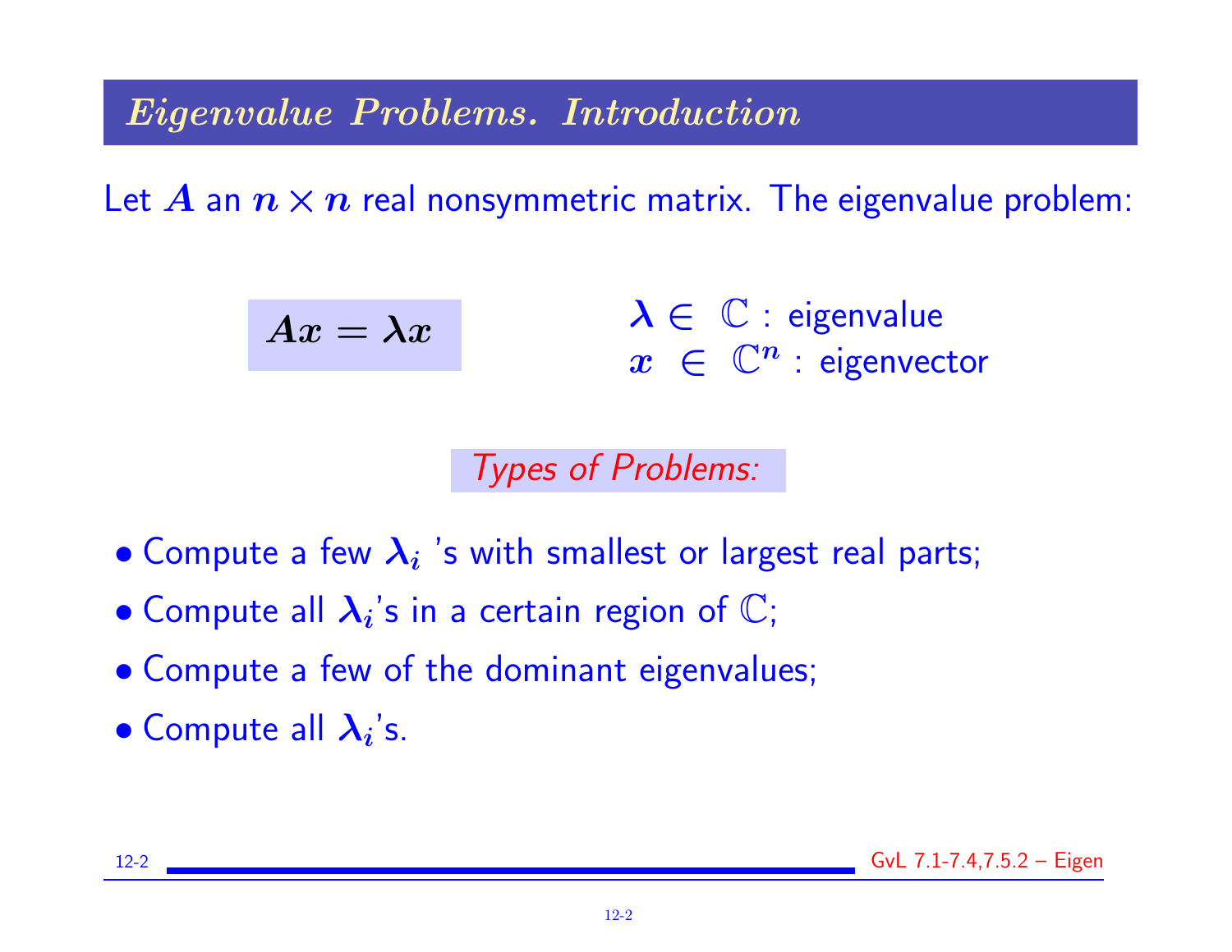## *Eigenvalue Problems. Introduction*

Let $A$ an $n \times n$ real nonsymmetric matrix. The eigenvalue problem:

$$Ax = \lambda x$$

$\lambda \in \mathbb{C}$ : eigenvalue
$x \in \mathbb{C}^n$ : eigenvector

*Types of Problems:*

- Compute a few $\lambda_i$ 's with smallest or largest real parts;
- Compute all $\lambda_i$'s in a certain region of $\mathbb{C}$;
- Compute a few of the dominant eigenvalues;
- Compute all $\lambda_i$'s.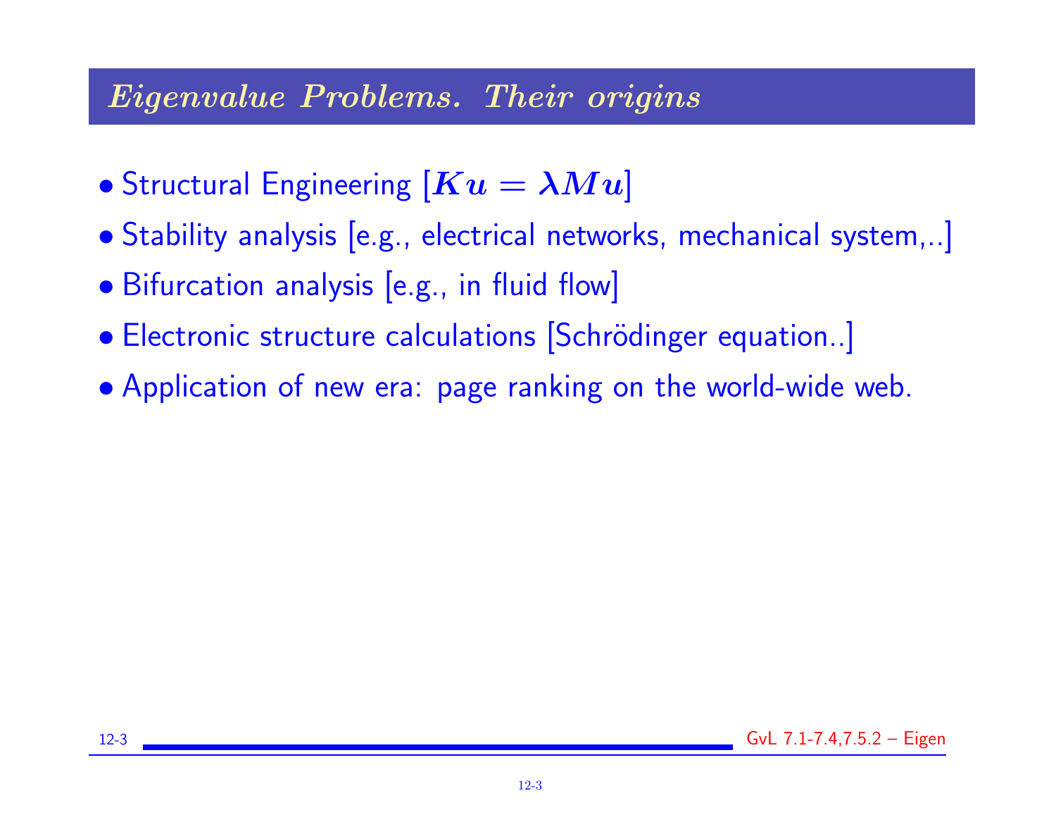## *Eigenvalue Problems. Their origins*

- Structural Engineering [$Ku = \lambda Mu$]
- Stability analysis [e.g., electrical networks, mechanical system,..]
- Bifurcation analysis [e.g., in fluid flow]
- Electronic structure calculations [Schrödinger equation..]
- Application of new era: page ranking on the world-wide web.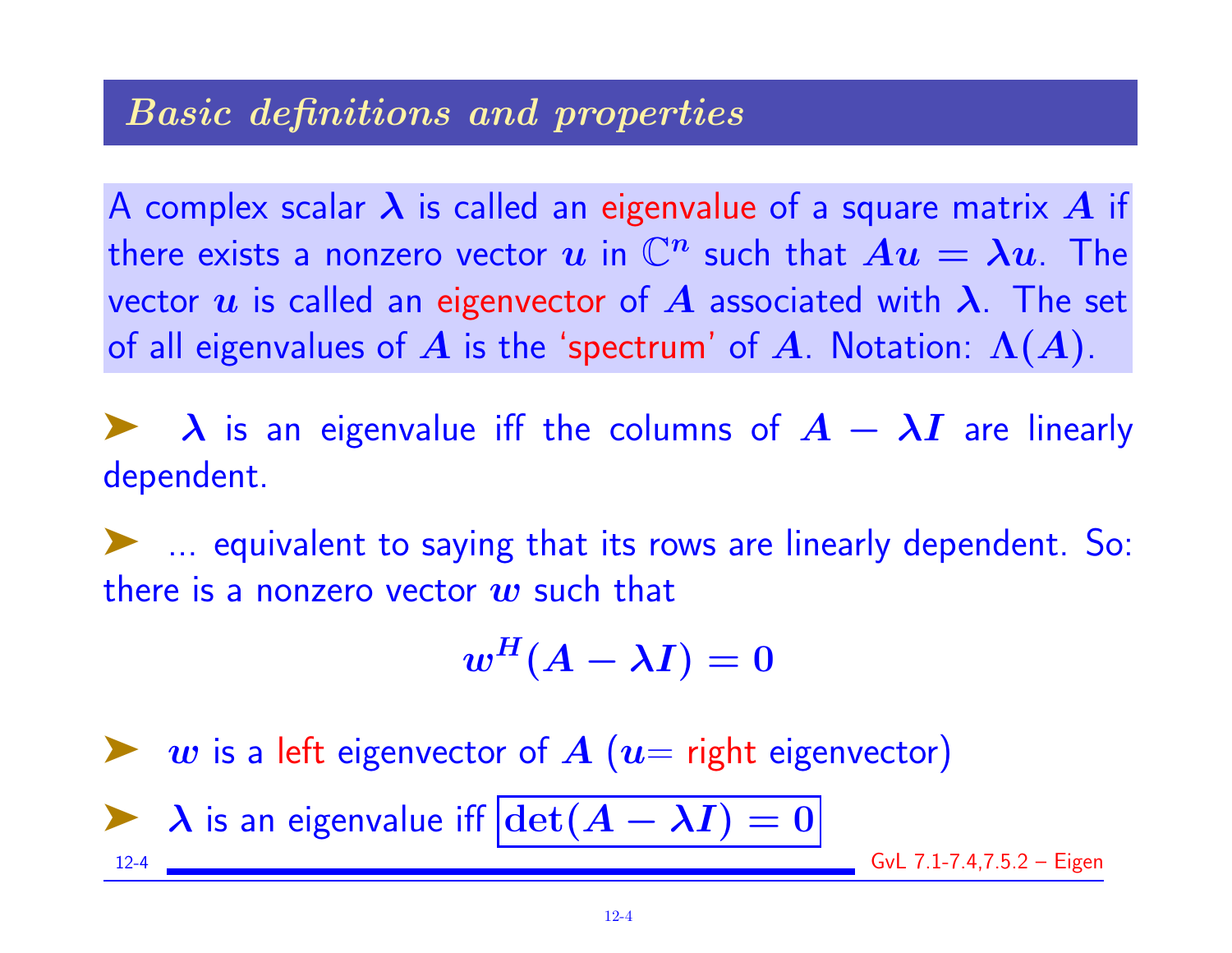## *Basic definitions and properties*

A complex scalar $\lambda$ is called an eigenvalue of a square matrix $A$ if there exists a nonzero vector $u$ in $\mathbb{C}^n$ such that $Au = \lambda u$. The vector $u$ is called an eigenvector of $A$ associated with $\lambda$. The set of all eigenvalues of $A$ is the 'spectrum' of $A$. Notation: $\Lambda(A)$.

- $\lambda$ is an eigenvalue iff the columns of $A - \lambda I$ are linearly dependent.
- ... equivalent to saying that its rows are linearly dependent. So: there is a nonzero vector $w$ such that

$$w^H(A - \lambda I) = 0$$

- $w$ is a left eigenvector of $A$ ($u$= right eigenvector)
- $\lambda$ is an eigenvalue iff $\boxed{\det(A - \lambda I) = 0}$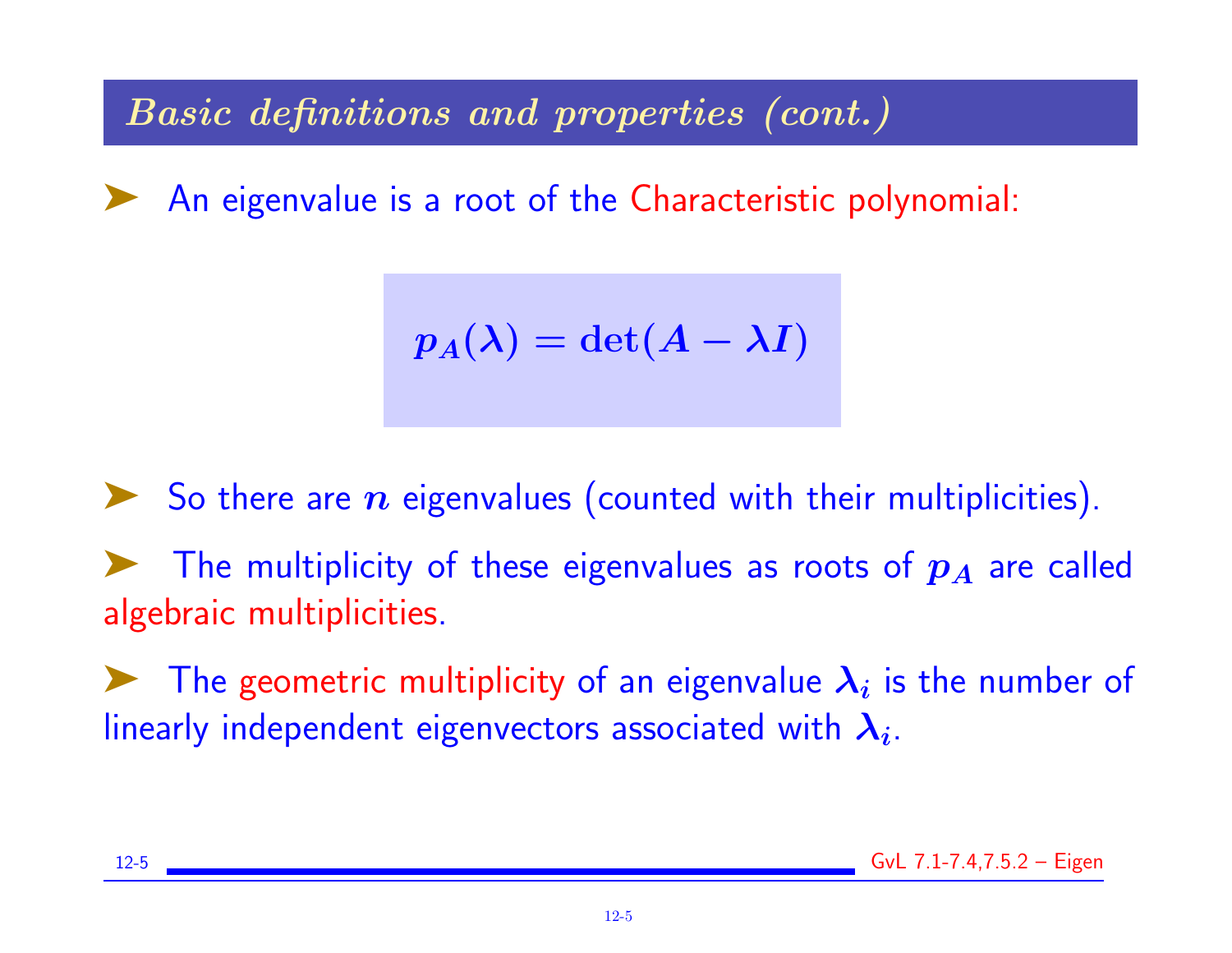## *Basic definitions and properties (cont.)*

- An eigenvalue is a root of the Characteristic polynomial:

$$p_A(\lambda) = \det(A - \lambda I)$$

- So there are $n$ eigenvalues (counted with their multiplicities).

- The multiplicity of these eigenvalues as roots of $p_A$ are called algebraic multiplicities.

- The geometric multiplicity of an eigenvalue $\lambda_i$ is the number of linearly independent eigenvectors associated with $\lambda_i$.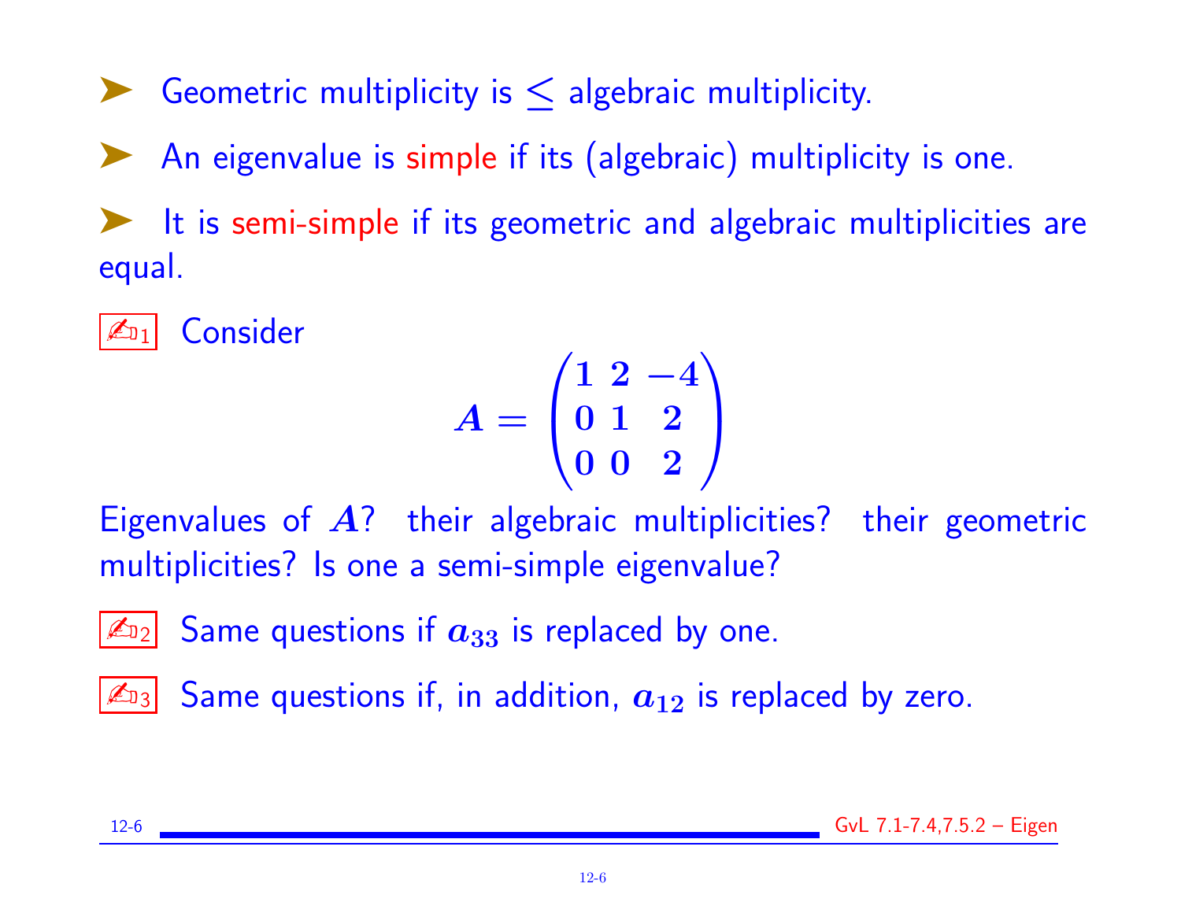- Geometric multiplicity is $\leq$ algebraic multiplicity.
- An eigenvalue is simple if its (algebraic) multiplicity is one.
- It is semi-simple if its geometric and algebraic multiplicities are equal.

✍1 Consider

$$A = \begin{pmatrix} 1 & 2 & -4 \\ 0 & 1 & 2 \\ 0 & 0 & 2 \end{pmatrix}$$

Eigenvalues of $A$? their algebraic multiplicities? their geometric multiplicities? Is one a semi-simple eigenvalue?

✍2 Same questions if $a_{33}$ is replaced by one.

✍3 Same questions if, in addition, $a_{12}$ is replaced by zero.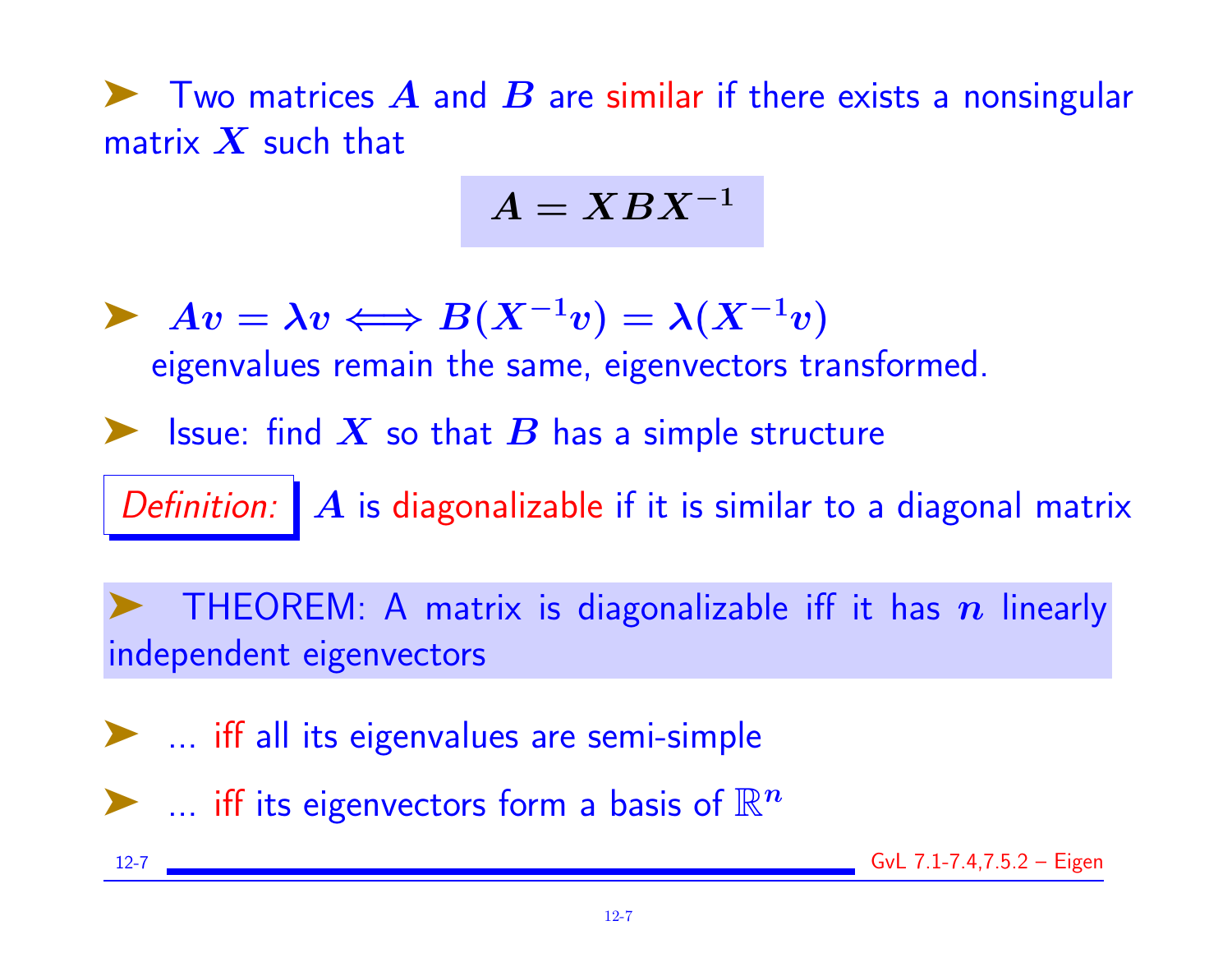- Two matrices $A$ and $B$ are similar if there exists a nonsingular matrix $X$ such that

$$A = XBX^{-1}$$

- $Av = \lambda v \iff B(X^{-1}v) = \lambda(X^{-1}v)$
  eigenvalues remain the same, eigenvectors transformed.

- Issue: find $X$ so that $B$ has a simple structure

*Definition:* $A$ is diagonalizable if it is similar to a diagonal matrix

- THEOREM: A matrix is diagonalizable iff it has $n$ linearly independent eigenvectors

- ... iff all its eigenvalues are semi-simple

- ... iff its eigenvectors form a basis of $\mathbb{R}^n$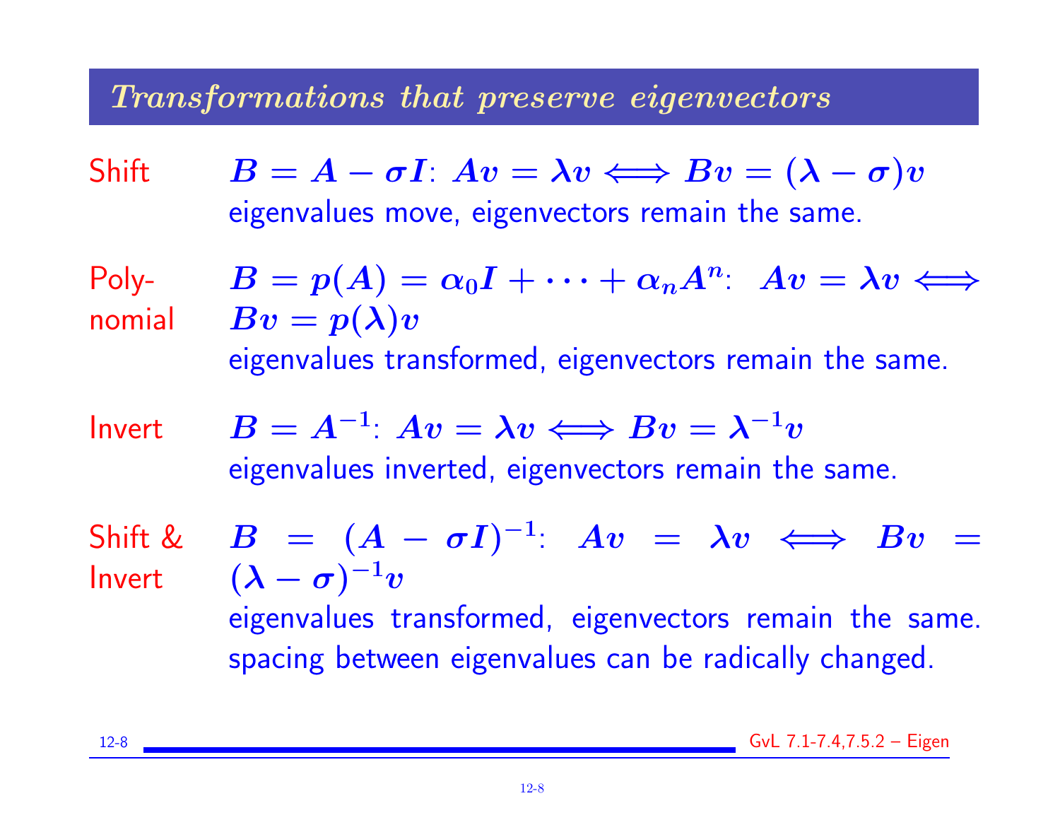## Transformations that preserve eigenvectors

**Shift** $B = A - \sigma I$: $Av = \lambda v \iff Bv = (\lambda - \sigma)v$
eigenvalues move, eigenvectors remain the same.

**Polynomial** $B = p(A) = \alpha_0 I + \cdots + \alpha_n A^n$: $Av = \lambda v \iff Bv = p(\lambda)v$
eigenvalues transformed, eigenvectors remain the same.

**Invert** $B = A^{-1}$: $Av = \lambda v \iff Bv = \lambda^{-1}v$
eigenvalues inverted, eigenvectors remain the same.

**Shift & Invert** $B = (A - \sigma I)^{-1}$: $Av = \lambda v \iff Bv = (\lambda - \sigma)^{-1}v$
eigenvalues transformed, eigenvectors remain the same. spacing between eigenvalues can be radically changed.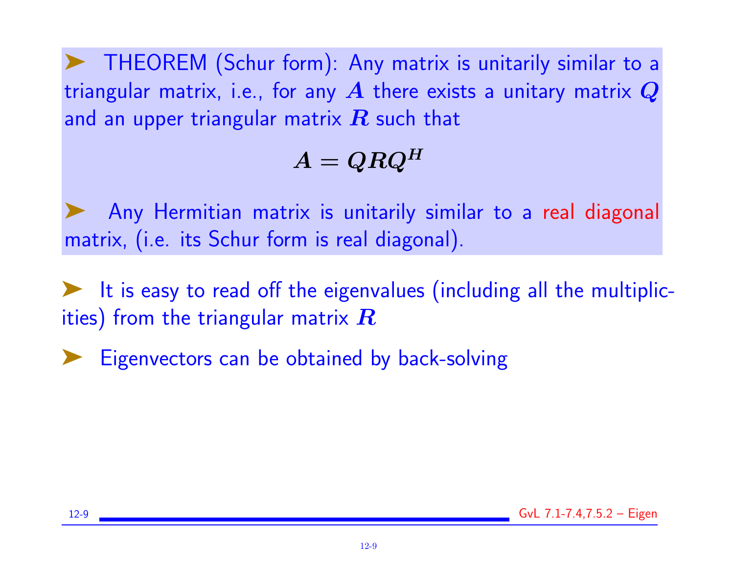- THEOREM (Schur form): Any matrix is unitarily similar to a triangular matrix, i.e., for any $A$ there exists a unitary matrix $Q$ and an upper triangular matrix $R$ such that

$$A = QRQ^H$$

- Any Hermitian matrix is unitarily similar to a real diagonal matrix, (i.e. its Schur form is real diagonal).

- It is easy to read off the eigenvalues (including all the multiplicities) from the triangular matrix $R$

- Eigenvectors can be obtained by back-solving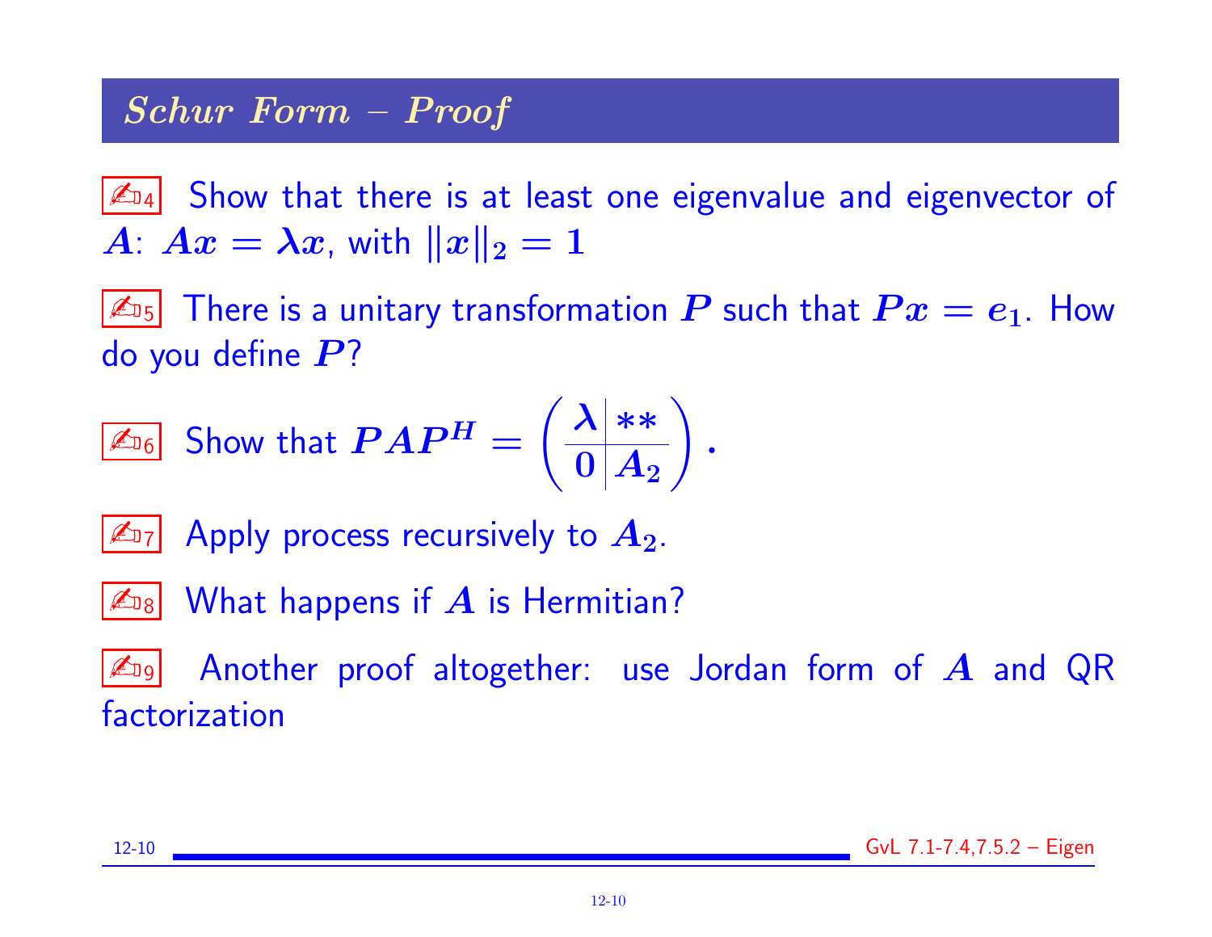## *Schur Form – Proof*

✍D4 Show that there is at least one eigenvalue and eigenvector of $A$: $Ax = \lambda x$, with $\|x\|_2 = 1$

✍D5 There is a unitary transformation $P$ such that $Px = e_1$. How do you define $P$?

✍D6 Show that $PAP^H = \left(\begin{array}{c|c} \lambda & ** \\ \hline 0 & A_2 \end{array}\right)$.

✍D7 Apply process recursively to $A_2$.

✍D8 What happens if $A$ is Hermitian?

✍D9 Another proof altogether: use Jordan form of $A$ and QR factorization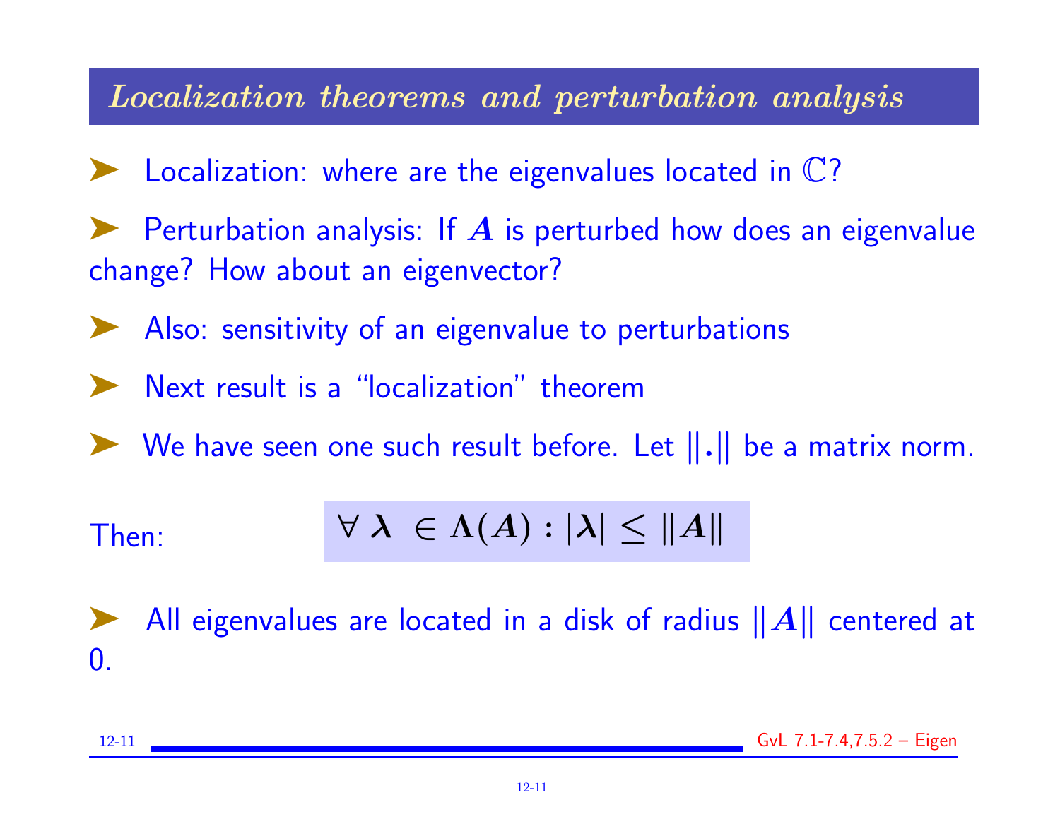## *Localization theorems and perturbation analysis*

- Localization: where are the eigenvalues located in $\mathbb{C}$?

- Perturbation analysis: If $A$ is perturbed how does an eigenvalue change? How about an eigenvector?

- Also: sensitivity of an eigenvalue to perturbations

- Next result is a "localization" theorem

- We have seen one such result before. Let $\|.\|$ be a matrix norm.

Then:

$$\forall \lambda \in \Lambda(A) : |\lambda| \leq \|A\|$$

- All eigenvalues are located in a disk of radius $\|A\|$ centered at 0.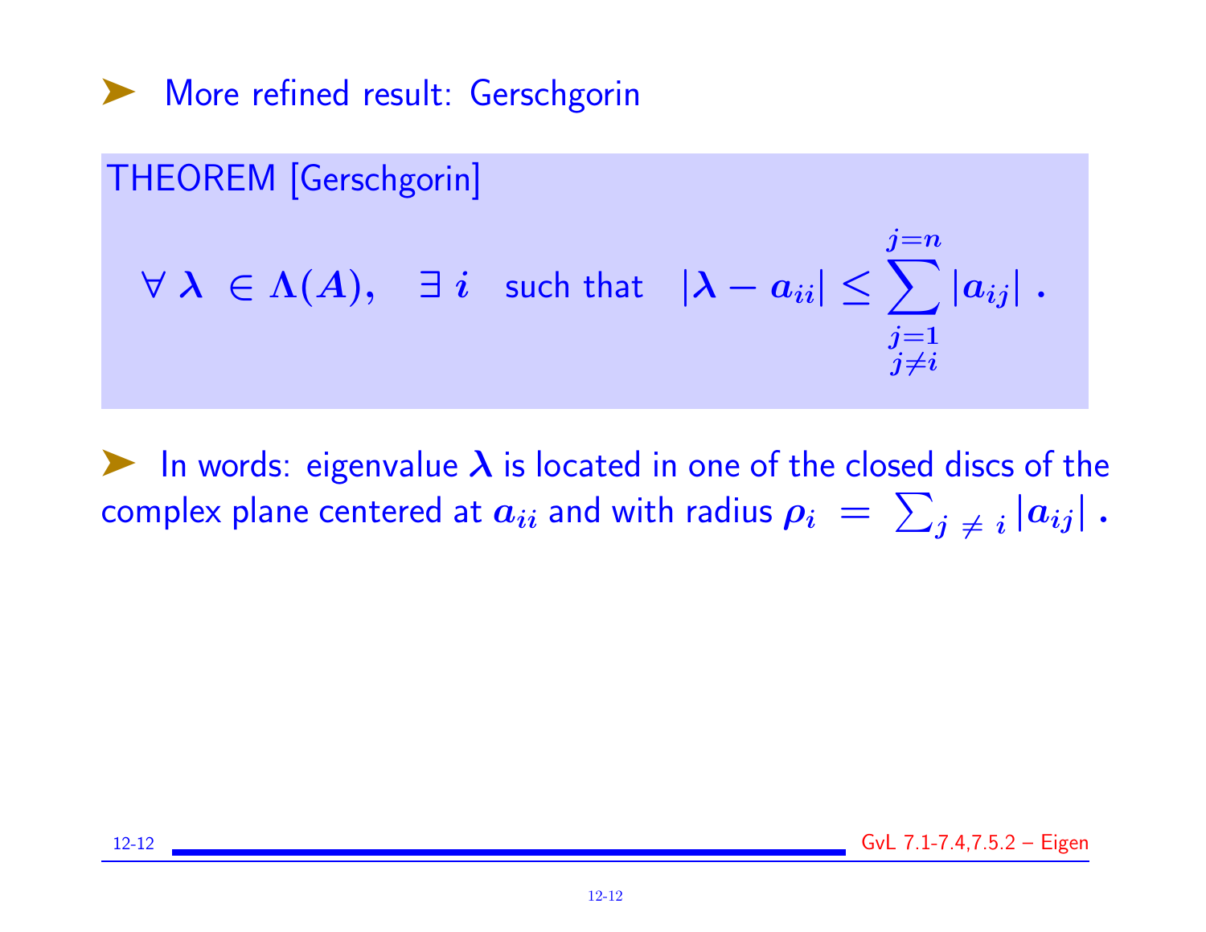➤ More refined result: Gerschgorin

THEOREM [Gerschgorin]

$$\forall \lambda \in \Lambda(A), \quad \exists\, i \quad \text{such that} \quad |\lambda - a_{ii}| \le \sum_{\substack{j=1 \\ j \ne i}}^{j=n} |a_{ij}| \,.$$

➤ In words: eigenvalue $\lambda$ is located in one of the closed discs of the complex plane centered at $a_{ii}$ and with radius $\rho_i = \sum_{j \ne i} |a_{ij}|$ .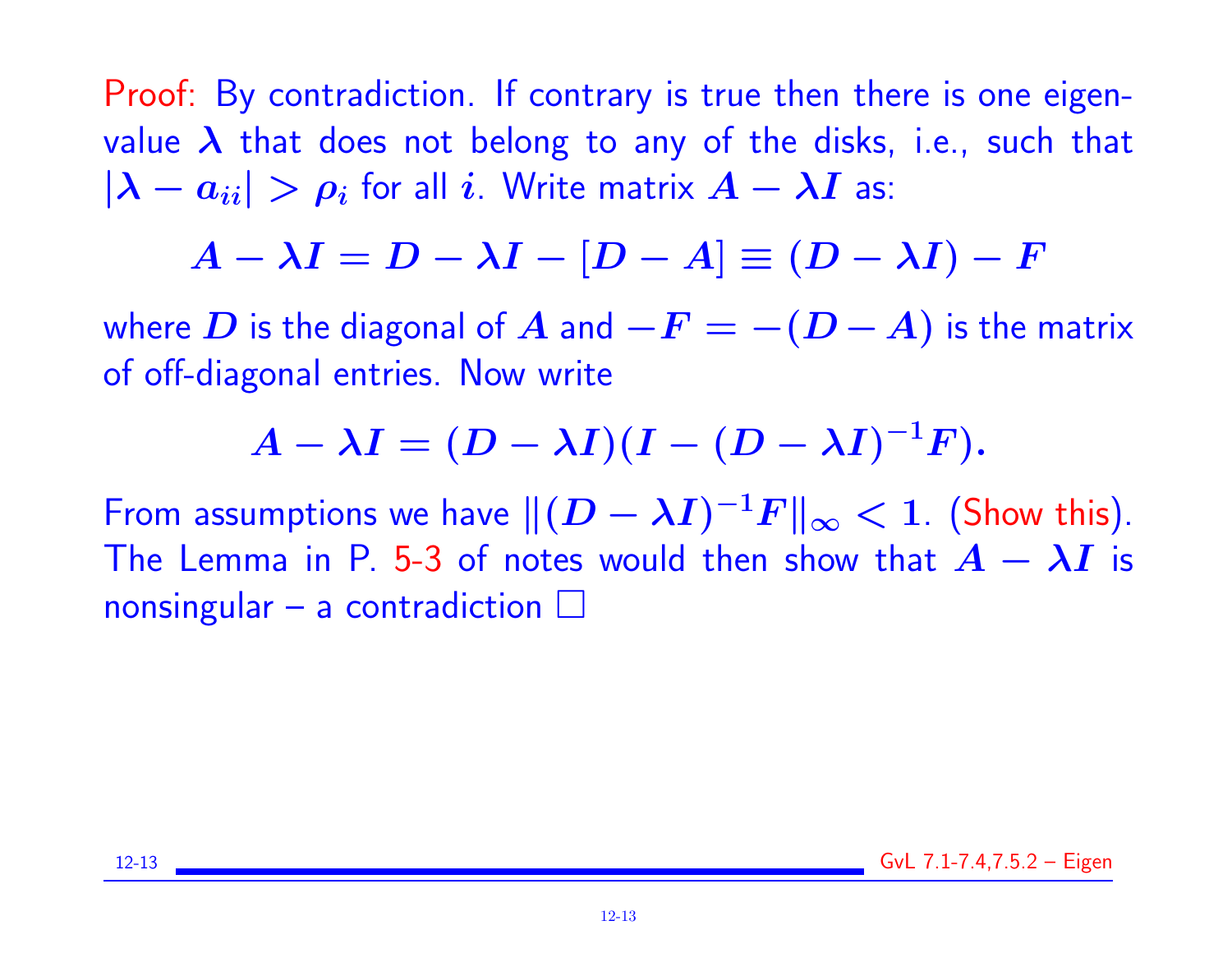Proof: By contradiction. If contrary is true then there is one eigenvalue $\lambda$ that does not belong to any of the disks, i.e., such that $|\lambda - a_{ii}| > \rho_i$ for all $i$. Write matrix $A - \lambda I$ as:

$$A - \lambda I = D - \lambda I - [D - A] \equiv (D - \lambda I) - F$$

where $D$ is the diagonal of $A$ and $-F = -(D - A)$ is the matrix of off-diagonal entries. Now write

$$A - \lambda I = (D - \lambda I)(I - (D - \lambda I)^{-1} F).$$

From assumptions we have $\|(D - \lambda I)^{-1} F\|_\infty < 1$. (Show this). The Lemma in P. 5-3 of notes would then show that $A - \lambda I$ is nonsingular – a contradiction $\square$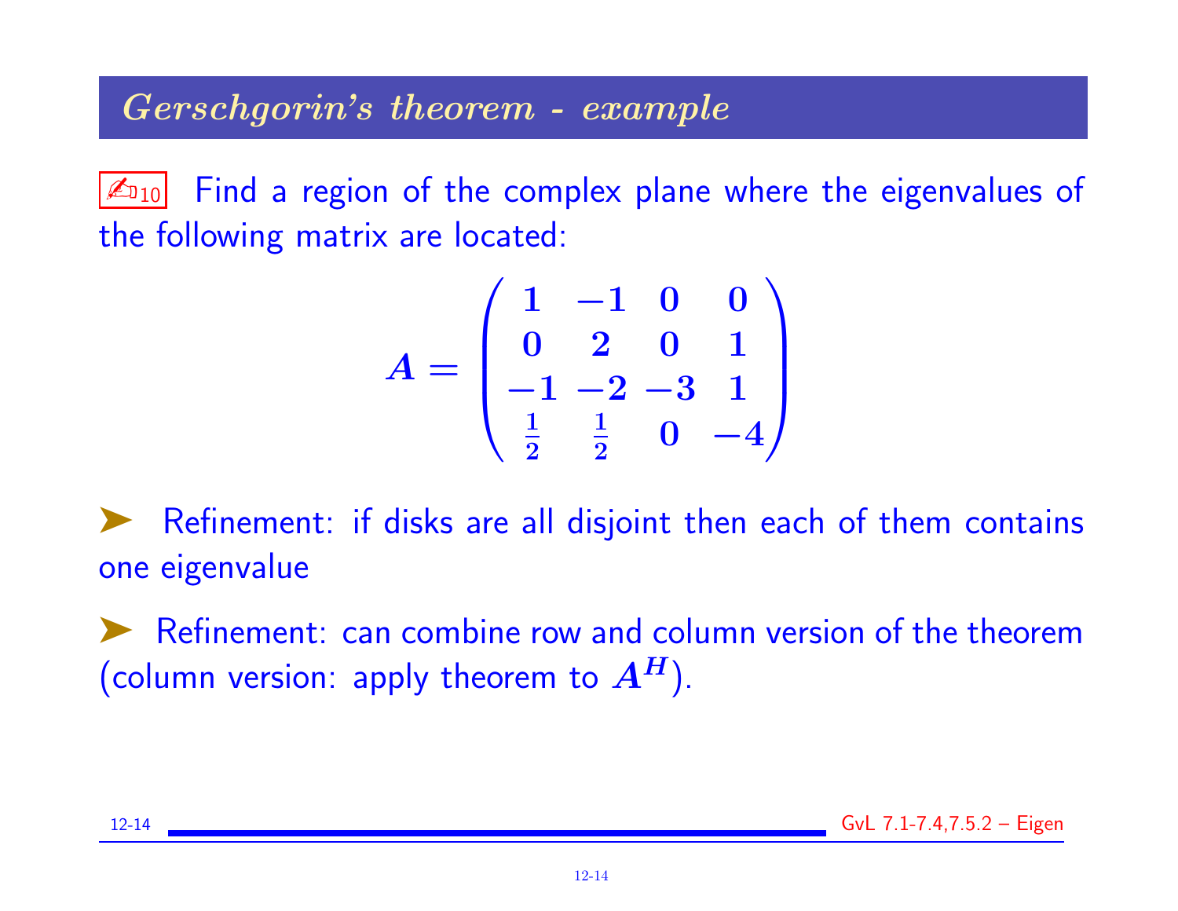## *Gerschgorin's theorem - example*

✍10 Find a region of the complex plane where the eigenvalues of the following matrix are located:

$$A = \begin{pmatrix} 1 & -1 & 0 & 0 \\ 0 & 2 & 0 & 1 \\ -1 & -2 & -3 & 1 \\ \frac{1}{2} & \frac{1}{2} & 0 & -4 \end{pmatrix}$$

➤ Refinement: if disks are all disjoint then each of them contains one eigenvalue

➤ Refinement: can combine row and column version of the theorem (column version: apply theorem to $A^H$).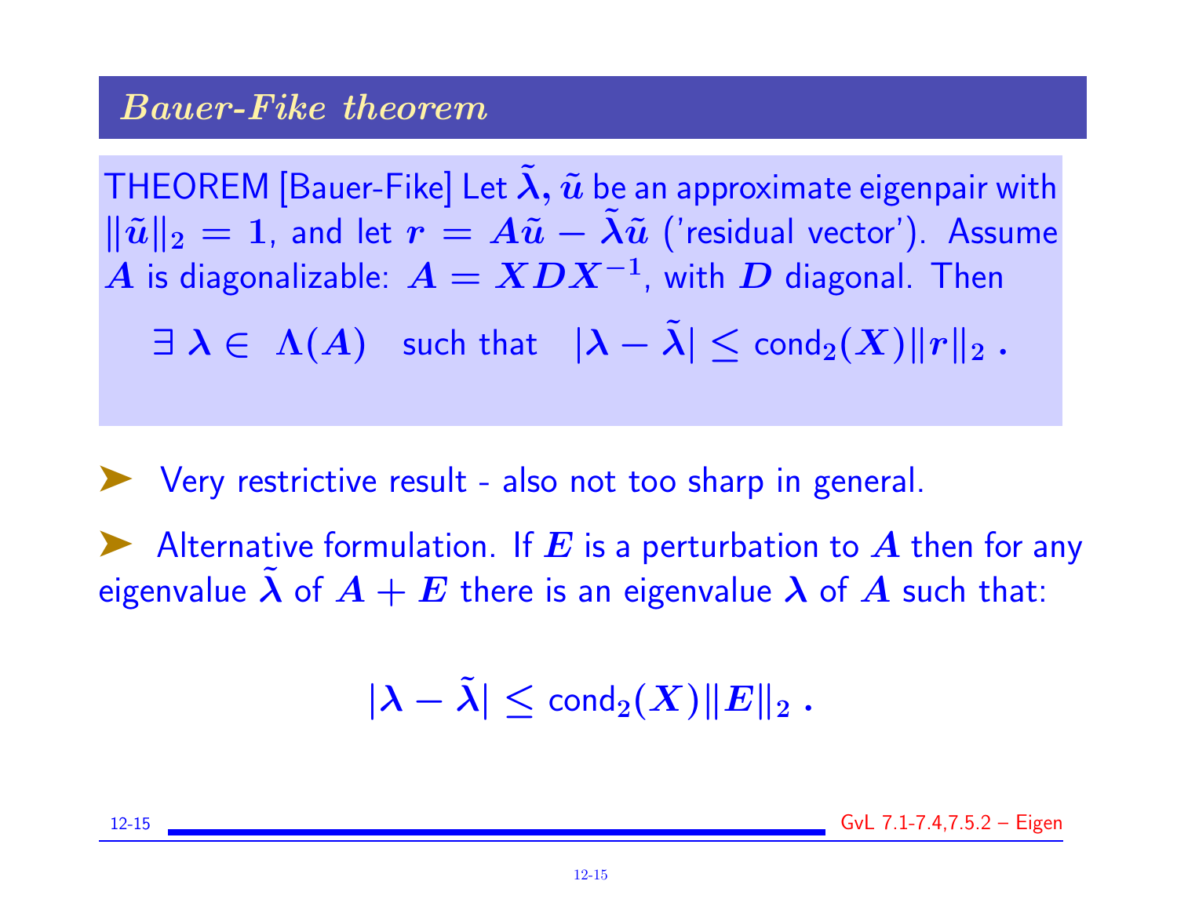## *Bauer-Fike theorem*

THEOREM [Bauer-Fike] Let $\tilde{\lambda}, \tilde{u}$ be an approximate eigenpair with $\|\tilde{u}\|_2 = 1$, and let $r = A\tilde{u} - \tilde{\lambda}\tilde{u}$ ('residual vector'). Assume $A$ is diagonalizable: $A = XDX^{-1}$, with $D$ diagonal. Then

$$\exists \, \lambda \in \Lambda(A) \quad \text{such that} \quad |\lambda - \tilde{\lambda}| \leq \text{cond}_2(X)\|r\|_2 \, .$$

- Very restrictive result - also not too sharp in general.

- Alternative formulation. If $E$ is a perturbation to $A$ then for any eigenvalue $\tilde{\lambda}$ of $A + E$ there is an eigenvalue $\lambda$ of $A$ such that:

$$|\lambda - \tilde{\lambda}| \leq \text{cond}_2(X)\|E\|_2 \, .$$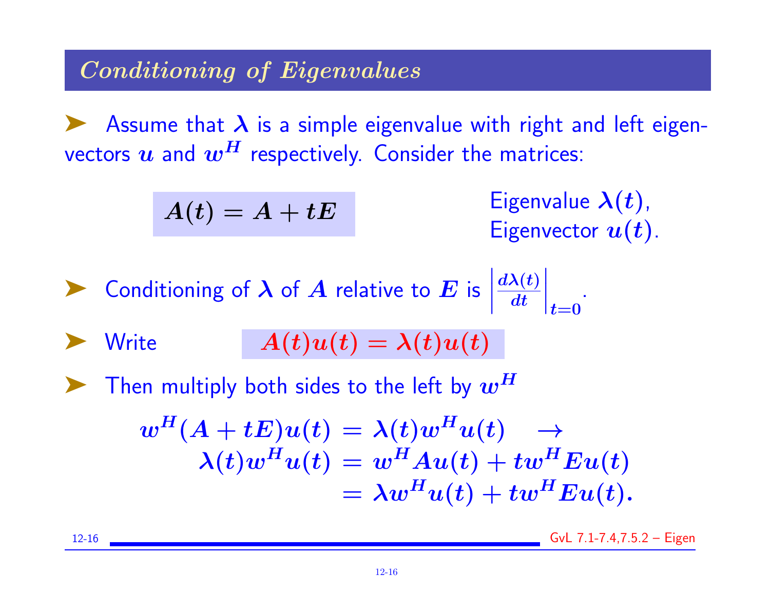## Conditioning of Eigenvalues

- Assume that $\lambda$ is a simple eigenvalue with right and left eigenvectors $u$ and $w^H$ respectively. Consider the matrices:

$$A(t) = A + tE$$

Eigenvalue $\lambda(t)$,
Eigenvector $u(t)$.

- Conditioning of $\lambda$ of $A$ relative to $E$ is $\left|\frac{d\lambda(t)}{dt}\right|_{t=0}$.

- Write $\quad A(t)u(t) = \lambda(t)u(t)$

- Then multiply both sides to the left by $w^H$

$$\begin{aligned} w^H(A + tE)u(t) &= \lambda(t)w^H u(t) \quad \rightarrow \\ \lambda(t)w^H u(t) &= w^H A u(t) + t w^H E u(t) \\ &= \lambda w^H u(t) + t w^H E u(t). \end{aligned}$$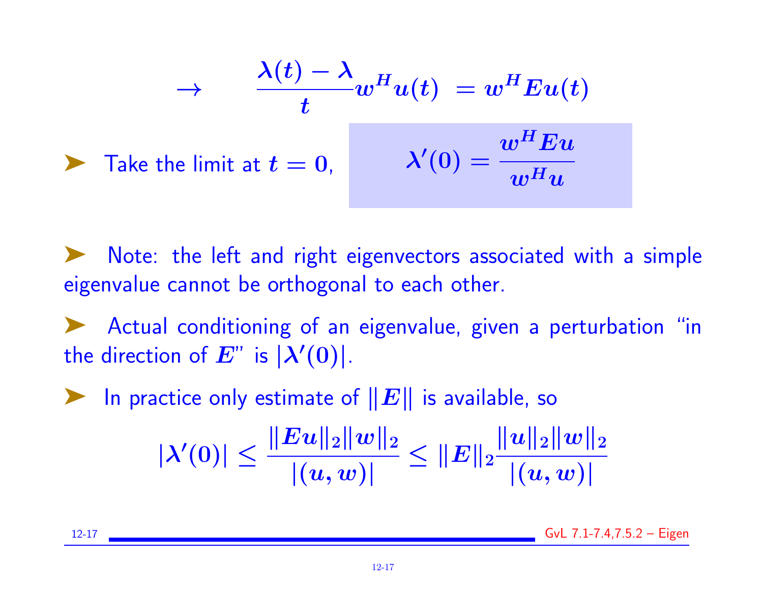$$\rightarrow \qquad \frac{\lambda(t) - \lambda}{t} w^H u(t) \; = w^H E u(t)$$

- Take the limit at $t = 0$, $\quad \lambda'(0) = \dfrac{w^H E u}{w^H u}$

- Note: the left and right eigenvectors associated with a simple eigenvalue cannot be orthogonal to each other.

- Actual conditioning of an eigenvalue, given a perturbation "in the direction of $E$" is $|\lambda'(0)|$.

- In practice only estimate of $\|E\|$ is available, so

$$|\lambda'(0)| \leq \frac{\|Eu\|_2 \|w\|_2}{|(u, w)|} \leq \|E\|_2 \frac{\|u\|_2 \|w\|_2}{|(u, w)|}$$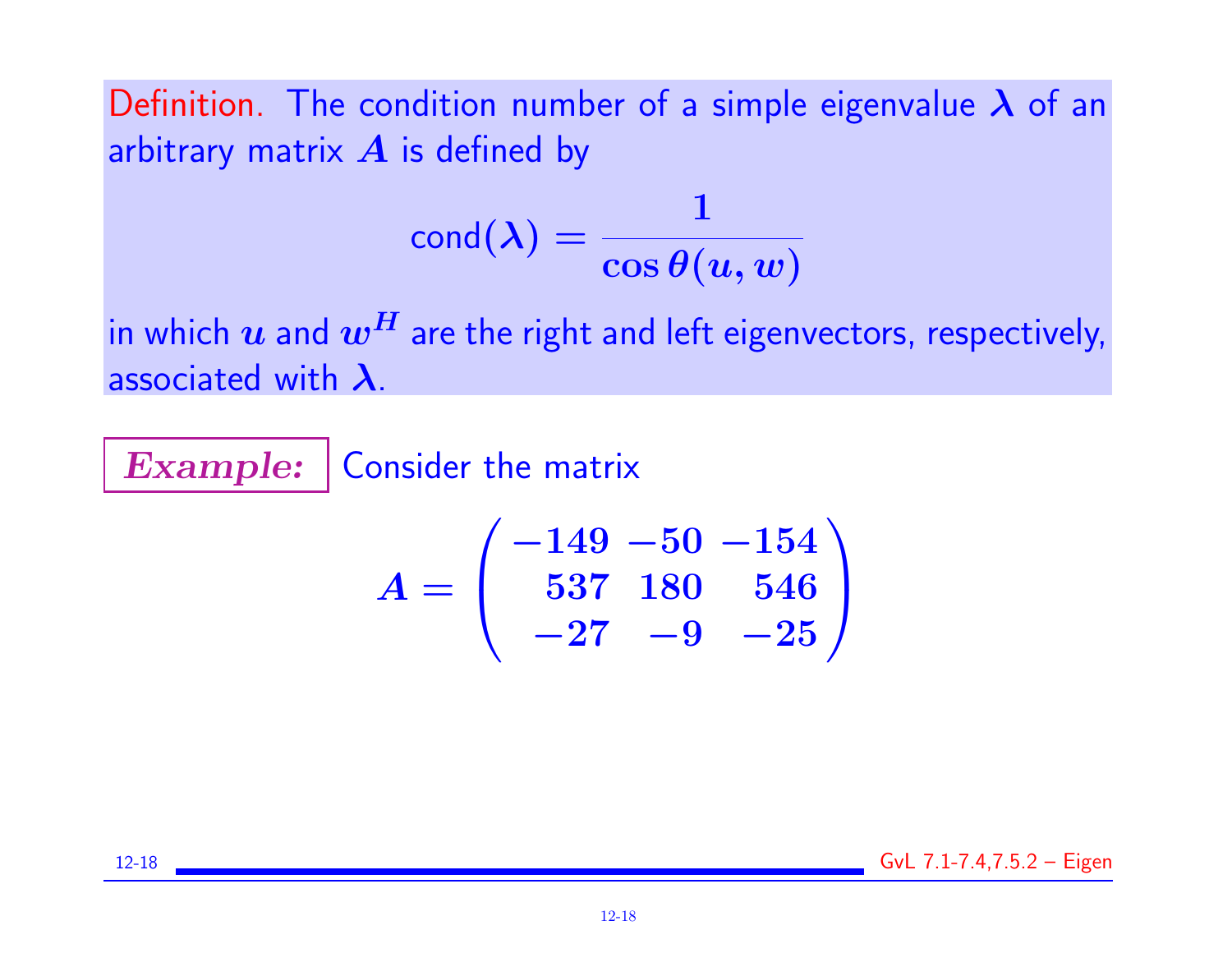**Definition.** The condition number of a simple eigenvalue $\lambda$ of an arbitrary matrix $A$ is defined by

$$\text{cond}(\lambda) = \frac{1}{\cos\theta(u, w)}$$

in which $u$ and $w^H$ are the right and left eigenvectors, respectively, associated with $\lambda$.

***Example:*** Consider the matrix

$$A = \begin{pmatrix} -149 & -50 & -154 \\ 537 & 180 & 546 \\ -27 & -9 & -25 \end{pmatrix}$$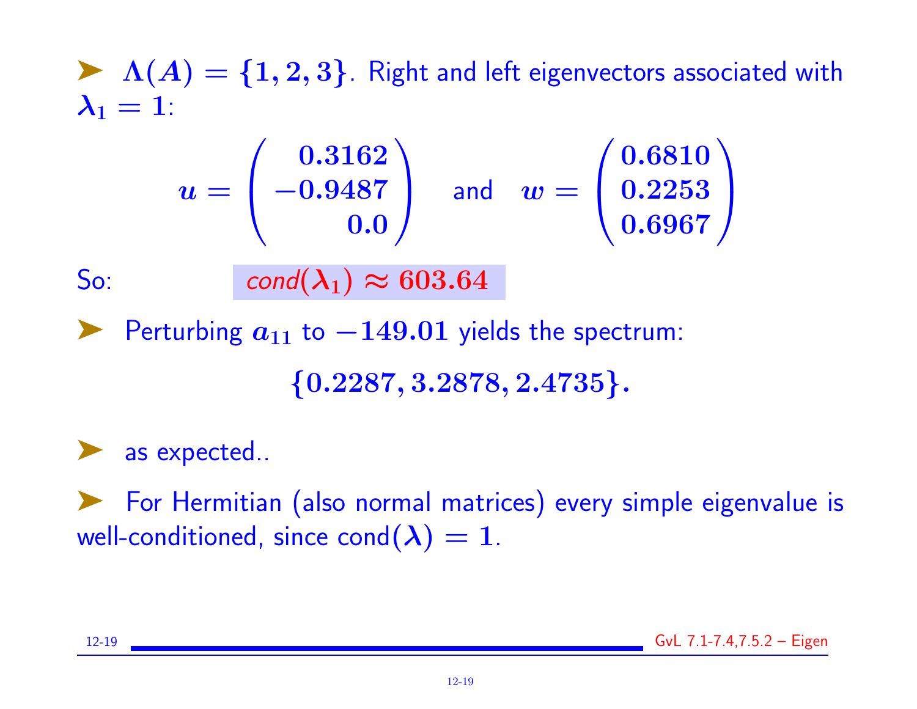- $\Lambda(A) = \{1, 2, 3\}$. Right and left eigenvectors associated with $\lambda_1 = 1$:

$$u = \begin{pmatrix} 0.3162 \\ -0.9487 \\ 0.0 \end{pmatrix} \quad \text{and} \quad w = \begin{pmatrix} 0.6810 \\ 0.2253 \\ 0.6967 \end{pmatrix}$$

So: $\quad$ *cond*$(\lambda_1) \approx 603.64$

- Perturbing $a_{11}$ to $-149.01$ yields the spectrum:

$$\{0.2287, 3.2878, 2.4735\}.$$

- as expected..

- For Hermitian (also normal matrices) every simple eigenvalue is well-conditioned, since cond$(\lambda) = 1$.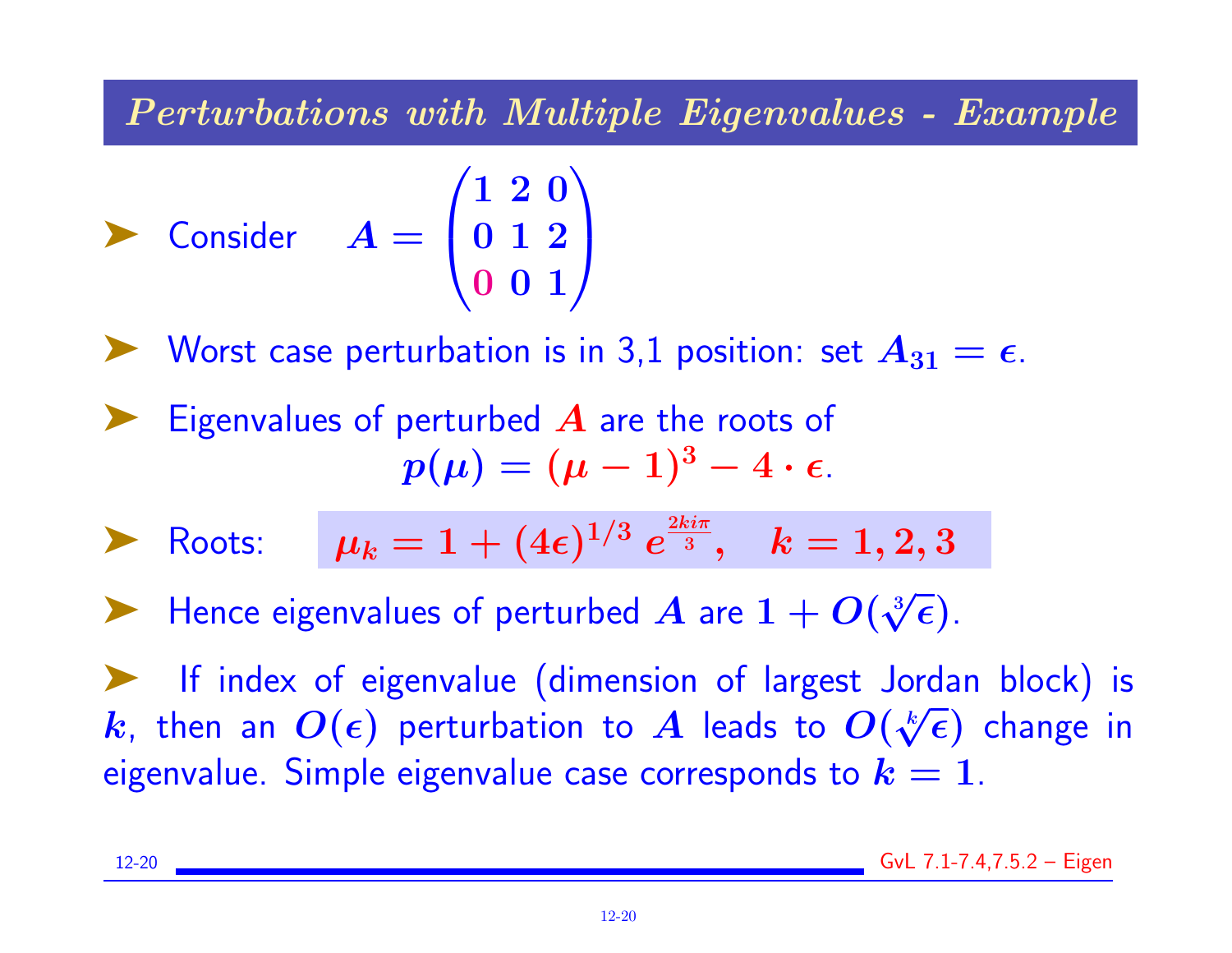## *Perturbations with Multiple Eigenvalues - Example*

- Consider $A = \begin{pmatrix} 1 & 2 & 0 \\ 0 & 1 & 2 \\ 0 & 0 & 1 \end{pmatrix}$

- Worst case perturbation is in 3,1 position: set $A_{31} = \epsilon$.

- Eigenvalues of perturbed $A$ are the roots of

$$p(\mu) = (\mu - 1)^3 - 4 \cdot \epsilon.$$

- Roots: $\mu_k = 1 + (4\epsilon)^{1/3} \, e^{\frac{2ki\pi}{3}}, \quad k = 1, 2, 3$

- Hence eigenvalues of perturbed $A$ are $1 + O(\sqrt[3]{\epsilon})$.

- If index of eigenvalue (dimension of largest Jordan block) is $k$, then an $O(\epsilon)$ perturbation to $A$ leads to $O(\sqrt[k]{\epsilon})$ change in eigenvalue. Simple eigenvalue case corresponds to $k = 1$.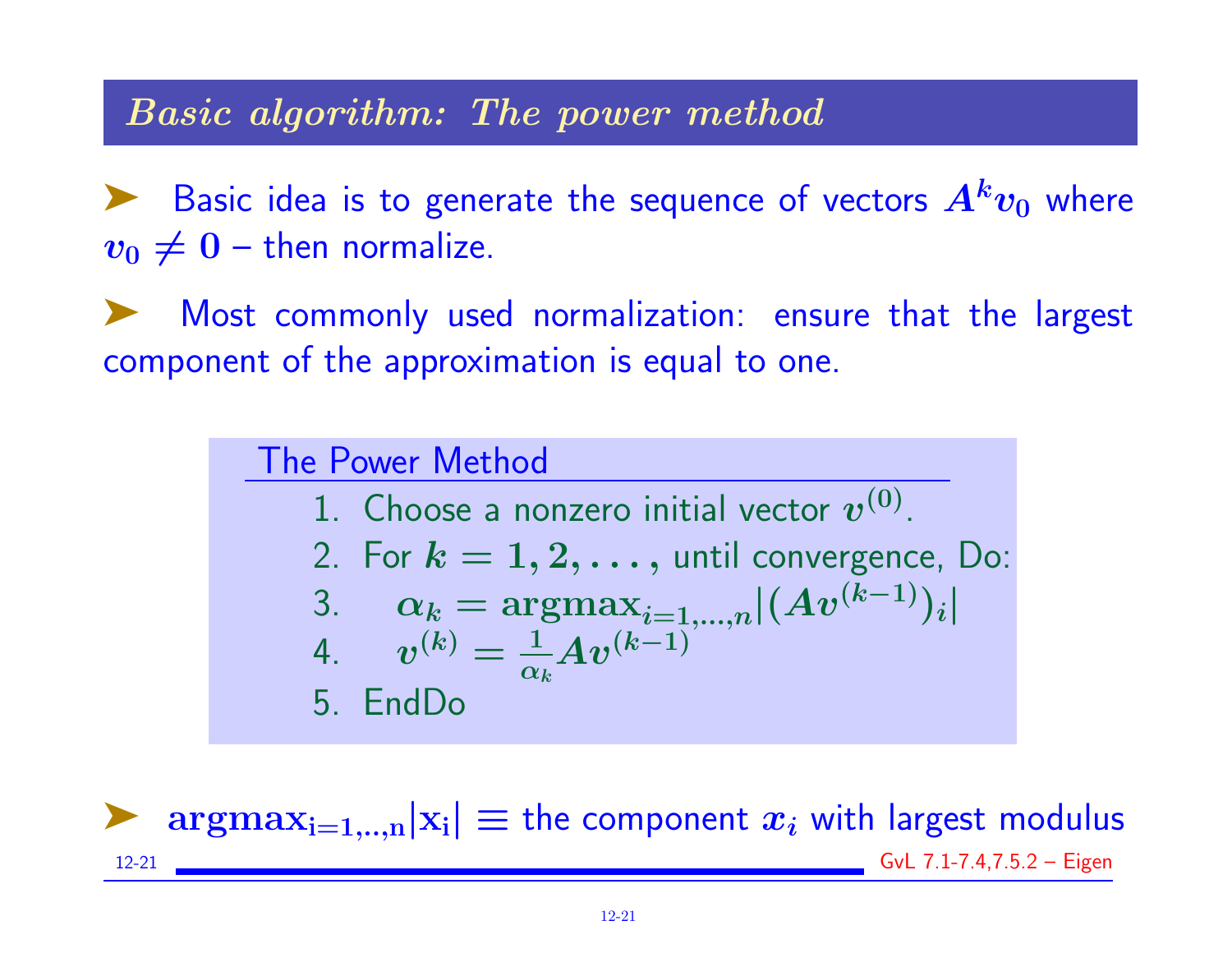## *Basic algorithm: The power method*

➤ Basic idea is to generate the sequence of vectors $A^k v_0$ where $v_0 \neq 0$ – then normalize.

➤ Most commonly used normalization: ensure that the largest component of the approximation is equal to one.

**The Power Method**

1. Choose a nonzero initial vector $v^{(0)}$.
2. For $k = 1, 2, \ldots,$ until convergence, Do:
3. $\quad \alpha_k = \textbf{argmax}_{i=1,\ldots,n} |(Av^{(k-1)})_i|$
4. $\quad v^{(k)} = \frac{1}{\alpha_k} A v^{(k-1)}$
5. EndDo

➤ $\mathbf{argmax_{i=1,..,n}|x_i|}$ $\equiv$ the component $x_i$ with largest modulus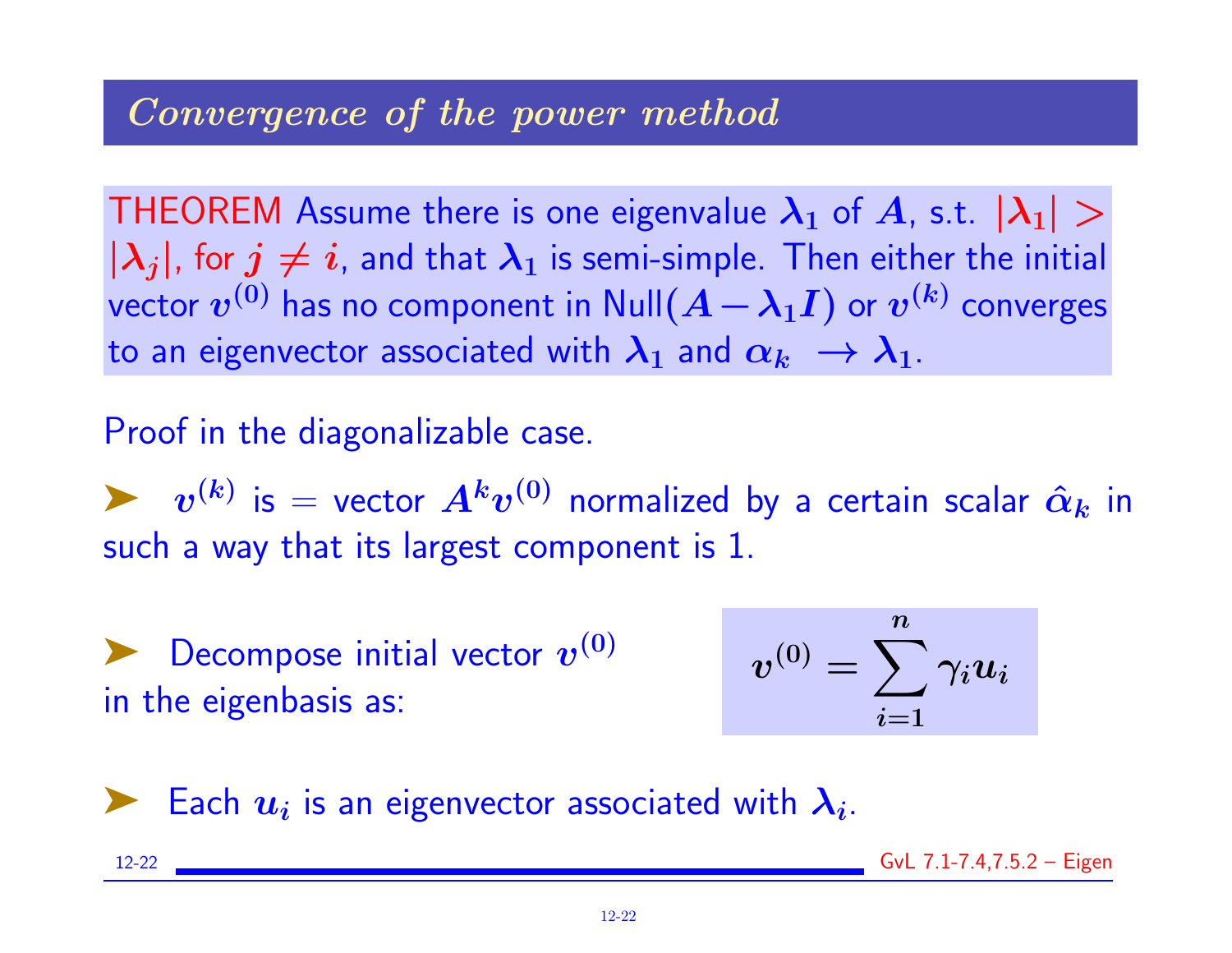## *Convergence of the power method*

THEOREM Assume there is one eigenvalue $\lambda_1$ of $A$, s.t. $|\lambda_1| > |\lambda_j|$, for $j \neq i$, and that $\lambda_1$ is semi-simple. Then either the initial vector $v^{(0)}$ has no component in $\text{Null}(A - \lambda_1 I)$ or $v^{(k)}$ converges to an eigenvector associated with $\lambda_1$ and $\alpha_k \rightarrow \lambda_1$.

Proof in the diagonalizable case.

- $v^{(k)}$ is = vector $A^k v^{(0)}$ normalized by a certain scalar $\hat{\alpha}_k$ in such a way that its largest component is 1.

- Decompose initial vector $v^{(0)}$ in the eigenbasis as:

$$v^{(0)} = \sum_{i=1}^{n} \gamma_i u_i$$

- Each $u_i$ is an eigenvector associated with $\lambda_i$.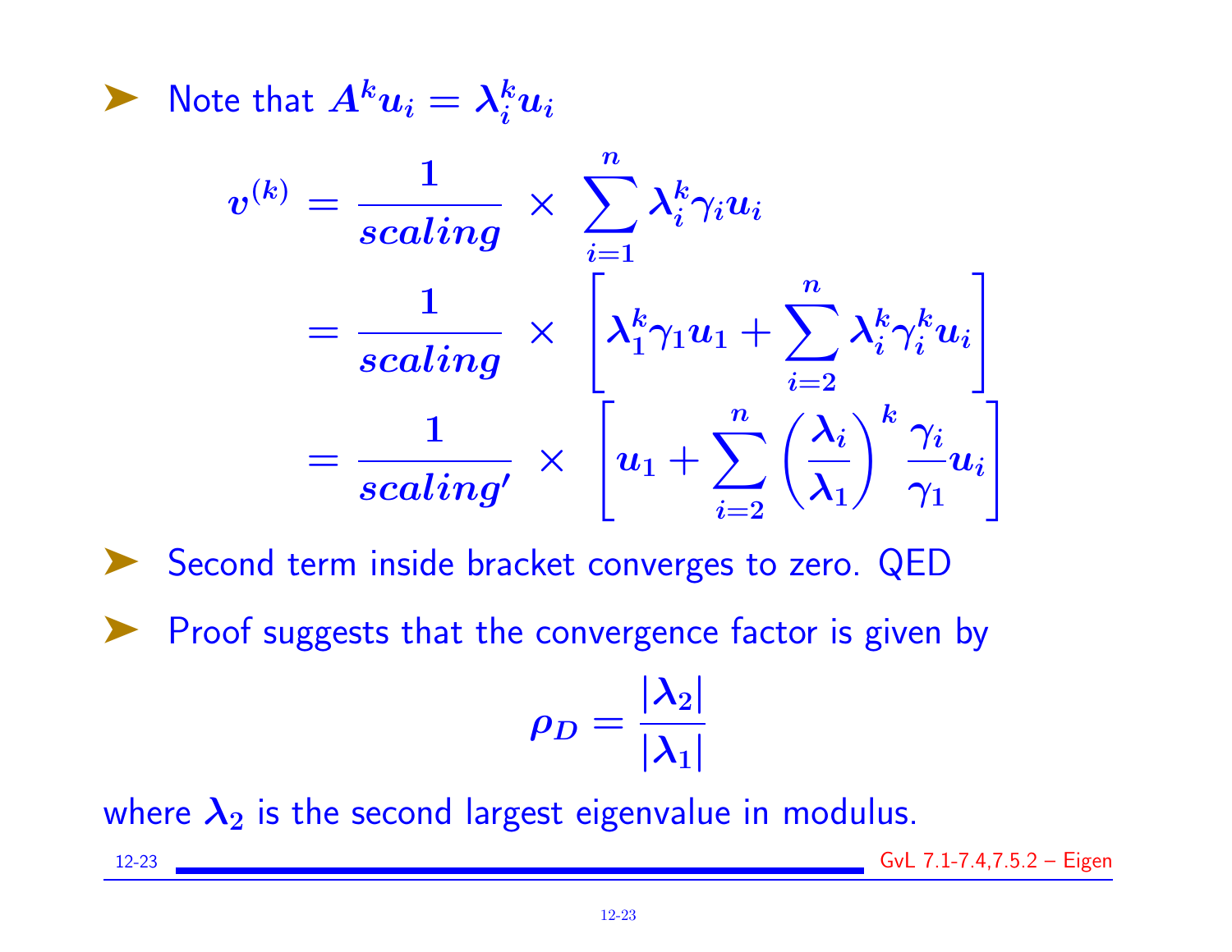- Note that $A^k u_i = \lambda_i^k u_i$

$$v^{(k)} = \frac{1}{scaling} \times \sum_{i=1}^{n} \lambda_i^k \gamma_i u_i$$

$$= \frac{1}{scaling} \times \left[ \lambda_1^k \gamma_1 u_1 + \sum_{i=2}^{n} \lambda_i^k \gamma_i^k u_i \right]$$

$$= \frac{1}{scaling'} \times \left[ u_1 + \sum_{i=2}^{n} \left( \frac{\lambda_i}{\lambda_1} \right)^k \frac{\gamma_i}{\gamma_1} u_i \right]$$

- Second term inside bracket converges to zero. QED

- Proof suggests that the convergence factor is given by

$$\rho_D = \frac{|\lambda_2|}{|\lambda_1|}$$

where $\lambda_2$ is the second largest eigenvalue in modulus.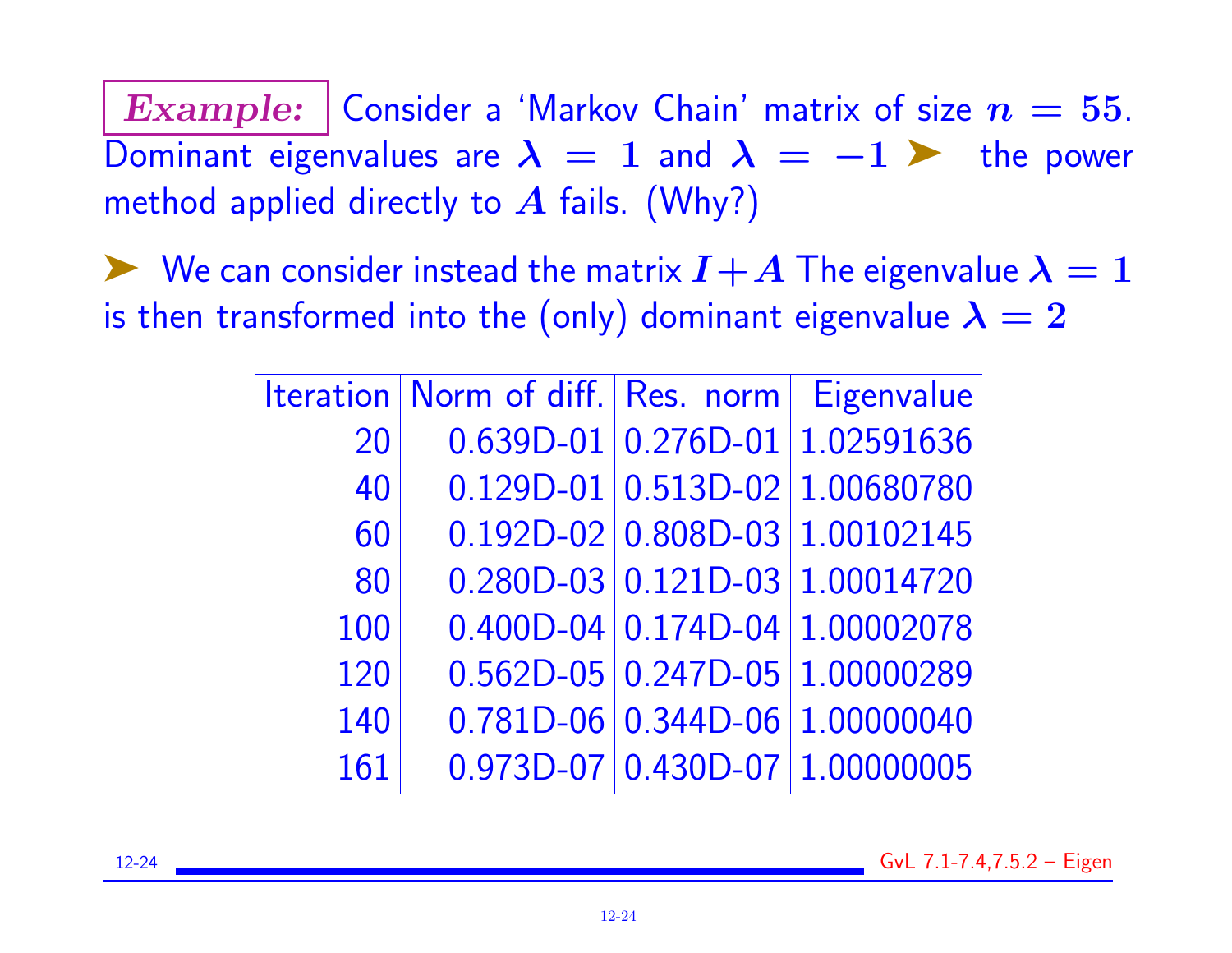**Example:** Consider a 'Markov Chain' matrix of size $n = 55$. Dominant eigenvalues are $\lambda = 1$ and $\lambda = -1$ ➤ the power method applied directly to $A$ fails. (Why?)

➤ We can consider instead the matrix $I + A$ The eigenvalue $\lambda = 1$ is then transformed into the (only) dominant eigenvalue $\lambda = 2$

| Iteration | Norm of diff. | Res. norm | Eigenvalue |
|---:|---:|---:|---:|
| 20 | 0.639D-01 | 0.276D-01 | 1.02591636 |
| 40 | 0.129D-01 | 0.513D-02 | 1.00680780 |
| 60 | 0.192D-02 | 0.808D-03 | 1.00102145 |
| 80 | 0.280D-03 | 0.121D-03 | 1.00014720 |
| 100 | 0.400D-04 | 0.174D-04 | 1.00002078 |
| 120 | 0.562D-05 | 0.247D-05 | 1.00000289 |
| 140 | 0.781D-06 | 0.344D-06 | 1.00000040 |
| 161 | 0.973D-07 | 0.430D-07 | 1.00000005 |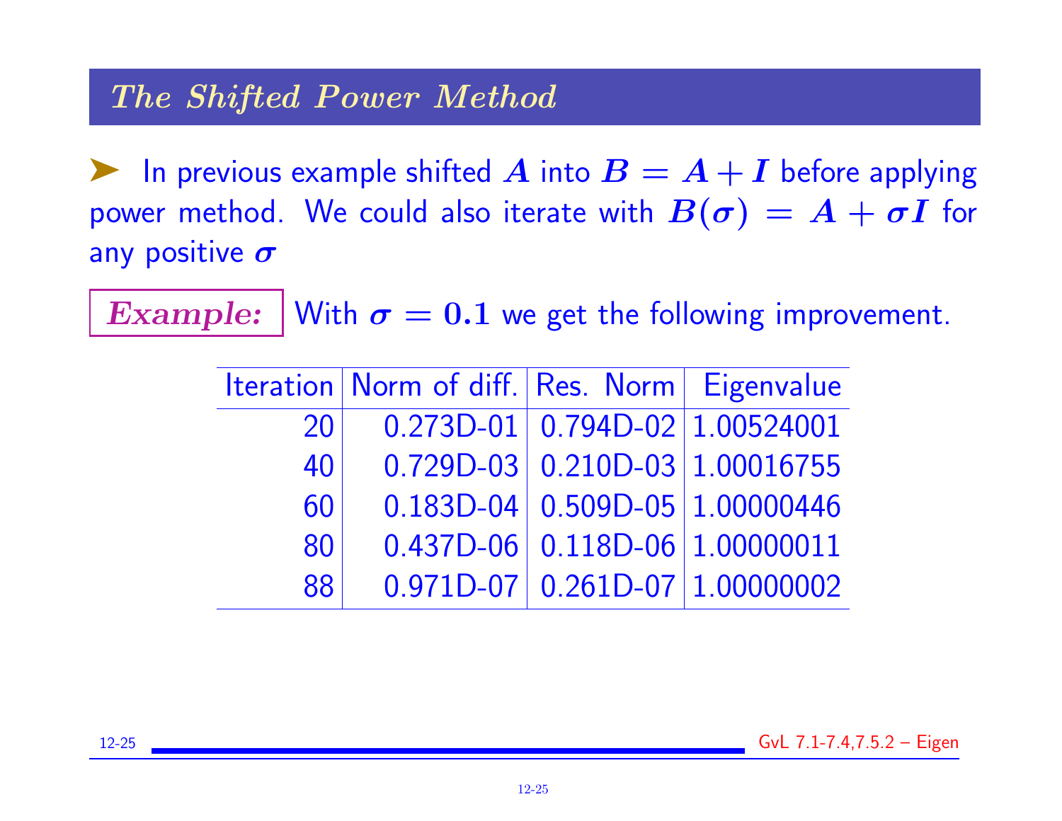## The Shifted Power Method

➤ In previous example shifted $A$ into $B = A + I$ before applying power method. We could also iterate with $B(\sigma) = A + \sigma I$ for any positive $\sigma$

**Example:** With $\sigma = 0.1$ we get the following improvement.

| Iteration | Norm of diff. | Res. Norm | Eigenvalue |
|---|---|---|---|
| 20 | 0.273D-01 | 0.794D-02 | 1.00524001 |
| 40 | 0.729D-03 | 0.210D-03 | 1.00016755 |
| 60 | 0.183D-04 | 0.509D-05 | 1.00000446 |
| 80 | 0.437D-06 | 0.118D-06 | 1.00000011 |
| 88 | 0.971D-07 | 0.261D-07 | 1.00000002 |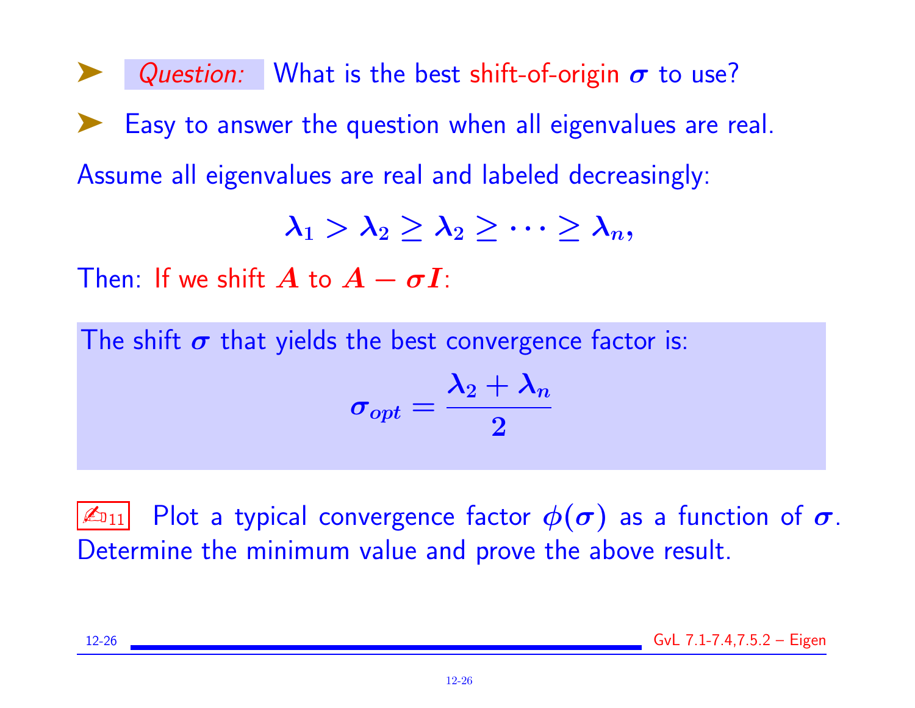➤ *Question:* What is the best shift-of-origin $\sigma$ to use?

➤ Easy to answer the question when all eigenvalues are real.

Assume all eigenvalues are real and labeled decreasingly:

$$\lambda_1 > \lambda_2 \geq \lambda_2 \geq \cdots \geq \lambda_n,$$

Then: If we shift $A$ to $A - \sigma I$:

> The shift $\sigma$ that yields the best convergence factor is:
>
> $$\sigma_{opt} = \frac{\lambda_2 + \lambda_n}{2}$$

✍11 Plot a typical convergence factor $\phi(\sigma)$ as a function of $\sigma$. Determine the minimum value and prove the above result.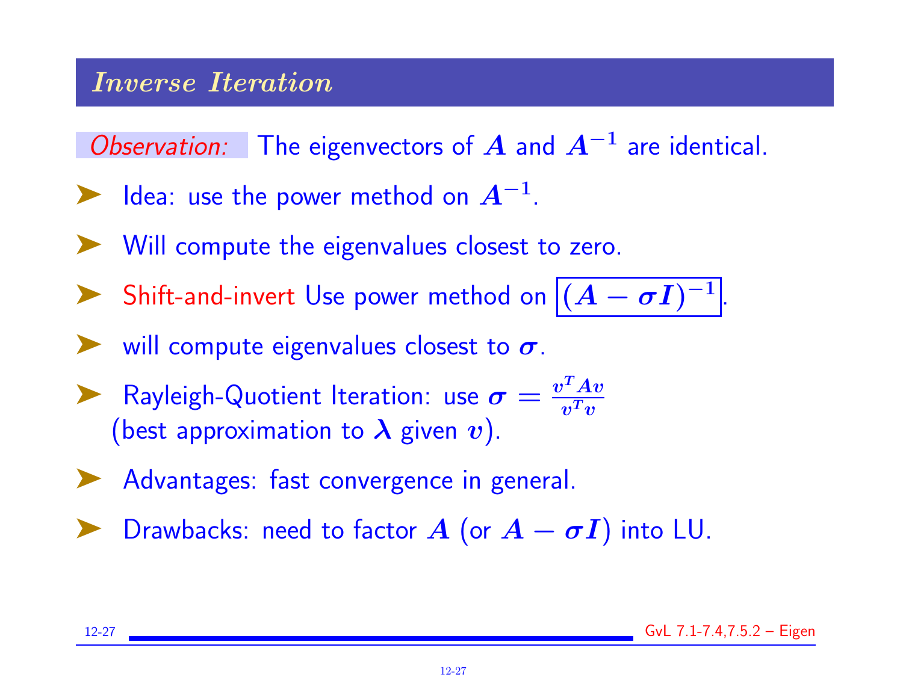# Inverse Iteration

*Observation:* The eigenvectors of $A$ and $A^{-1}$ are identical.

- Idea: use the power method on $A^{-1}$.
- Will compute the eigenvalues closest to zero.
- Shift-and-invert Use power method on $\boxed{(A - \sigma I)^{-1}}$.
- will compute eigenvalues closest to $\sigma$.
- Rayleigh-Quotient Iteration: use $\sigma = \frac{v^T A v}{v^T v}$ (best approximation to $\lambda$ given $v$).
- Advantages: fast convergence in general.
- Drawbacks: need to factor $A$ (or $A - \sigma I$) into LU.